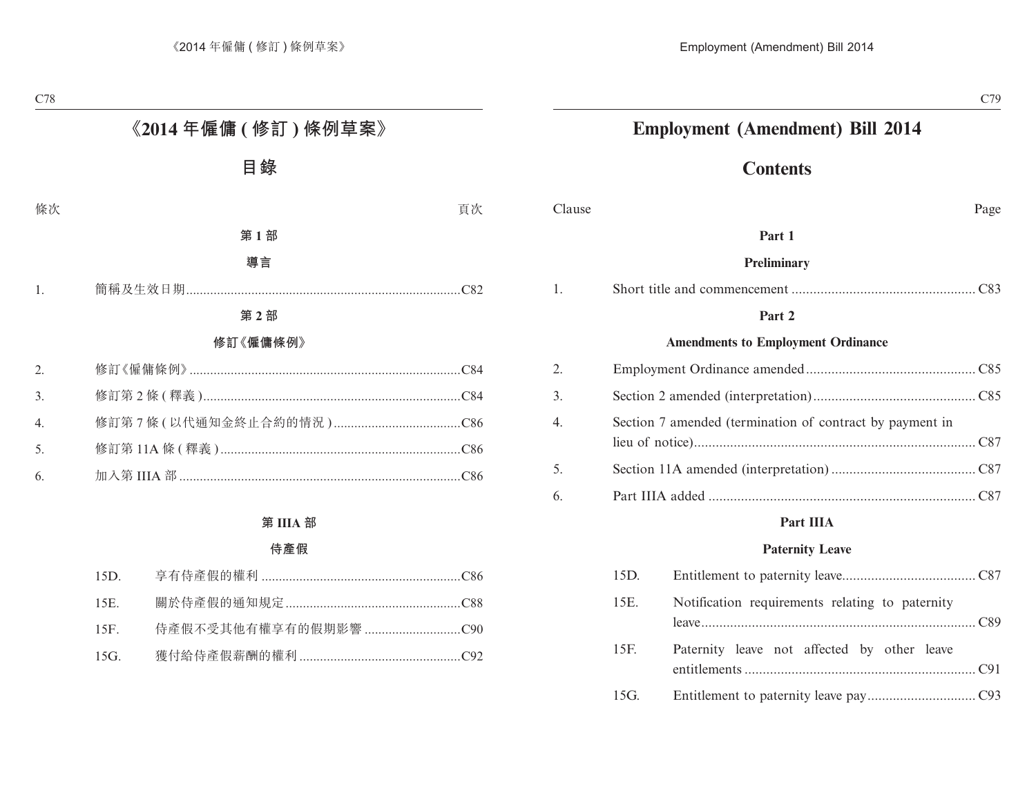# 《2014 年僱傭 ( 修訂 ) 條例草案》

## 目錄

| 條次 | | 頁次 |
|---|---|---|

**第 1 部**

**導言**

| | | |
|---|---|---|
| 1. | 簡稱及生效日期 | C82 |

**第 2 部**

**修訂《僱傭條例》**

| | | |
|---|---|---|
| 2. | 修訂《僱傭條例》 | C84 |
| 3. | 修訂第 2 條 ( 釋義 ) | C84 |
| 4. | 修訂第 7 條 ( 以代通知金終止合約的情況 ) | C86 |
| 5. | 修訂第 11A 條 ( 釋義 ) | C86 |
| 6. | 加入第 IIIA 部 | C86 |

**第 IIIA 部**

**侍產假**

| | | |
|---|---|---|
| 15D. | 享有侍產假的權利 | C86 |
| 15E. | 關於侍產假的通知規定 | C88 |
| 15F. | 侍產假不受其他有權享有的假期影響 | C90 |
| 15G. | 獲付給侍產假薪酬的權利 | C92 |

# Employment (Amendment) Bill 2014

## Contents

| Clause | | Page |
|---|---|---|

**Part 1**

**Preliminary**

| | | |
|---|---|---|
| 1. | Short title and commencement | C83 |

**Part 2**

**Amendments to Employment Ordinance**

| | | |
|---|---|---|
| 2. | Employment Ordinance amended | C85 |
| 3. | Section 2 amended (interpretation) | C85 |
| 4. | Section 7 amended (termination of contract by payment in lieu of notice) | C87 |
| 5. | Section 11A amended (interpretation) | C87 |
| 6. | Part IIIA added | C87 |

**Part IIIA**

**Paternity Leave**

| | | |
|---|---|---|
| 15D. | Entitlement to paternity leave | C87 |
| 15E. | Notification requirements relating to paternity leave | C89 |
| 15F. | Paternity leave not affected by other leave entitlements | C91 |
| 15G. | Entitlement to paternity leave pay | C93 |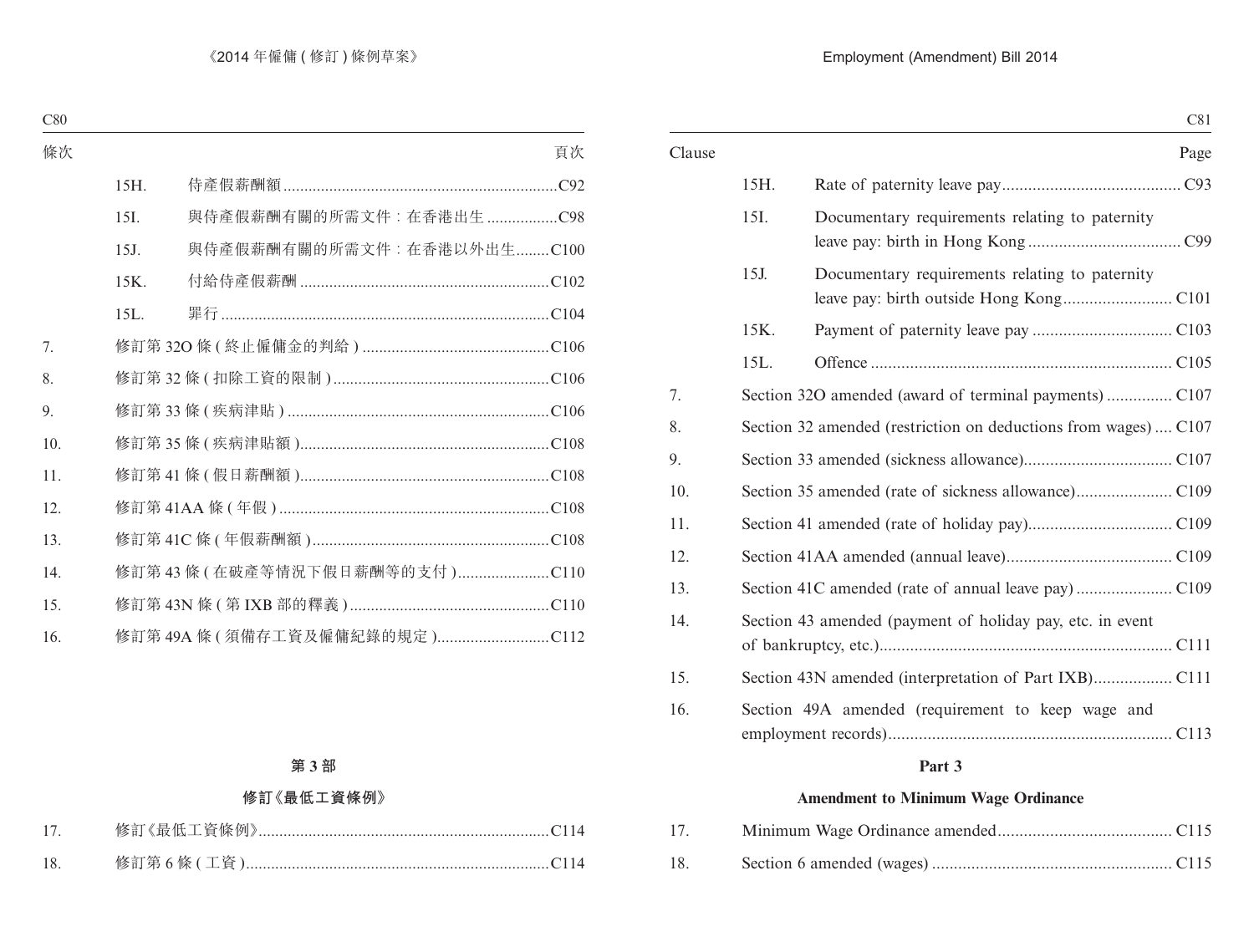| 條次 | | | 頁次 |
|---|---|---|---|
| | 15H. | 侍產假薪酬額 | C92 |
| | 15I. | 與侍產假薪酬有關的所需文件：在香港出生 | C98 |
| | 15J. | 與侍產假薪酬有關的所需文件：在香港以外出生 | C100 |
| | 15K. | 付給侍產假薪酬 | C102 |
| | 15L. | 罪行 | C104 |
| 7. | 修訂第 32O 條 (終止僱傭金的判給) | | C106 |
| 8. | 修訂第 32 條 (扣除工資的限制) | | C106 |
| 9. | 修訂第 33 條 (疾病津貼) | | C106 |
| 10. | 修訂第 35 條 (疾病津貼額) | | C108 |
| 11. | 修訂第 41 條 (假日薪酬額) | | C108 |
| 12. | 修訂第 41AA 條 (年假) | | C108 |
| 13. | 修訂第 41C 條 (年假薪酬額) | | C108 |
| 14. | 修訂第 43 條 (在破產等情況下假日薪酬等的支付) | | C110 |
| 15. | 修訂第 43N 條 (第 IXB 部的釋義) | | C110 |
| 16. | 修訂第 49A 條 (須備存工資及僱傭紀錄的規定) | | C112 |

**第 3 部**

**修訂《最低工資條例》**

| | | |
|---|---|---|
| 17. | 修訂《最低工資條例》 | C114 |
| 18. | 修訂第 6 條 (工資) | C114 |

| Clause | | | Page |
|---|---|---|---|
| | 15H. | Rate of paternity leave pay | C93 |
| | 15I. | Documentary requirements relating to paternity leave pay: birth in Hong Kong | C99 |
| | 15J. | Documentary requirements relating to paternity leave pay: birth outside Hong Kong | C101 |
| | 15K. | Payment of paternity leave pay | C103 |
| | 15L. | Offence | C105 |
| 7. | Section 32O amended (award of terminal payments) | | C107 |
| 8. | Section 32 amended (restriction on deductions from wages) | | C107 |
| 9. | Section 33 amended (sickness allowance) | | C107 |
| 10. | Section 35 amended (rate of sickness allowance) | | C109 |
| 11. | Section 41 amended (rate of holiday pay) | | C109 |
| 12. | Section 41AA amended (annual leave) | | C109 |
| 13. | Section 41C amended (rate of annual leave pay) | | C109 |
| 14. | Section 43 amended (payment of holiday pay, etc. in event of bankruptcy, etc.) | | C111 |
| 15. | Section 43N amended (interpretation of Part IXB) | | C111 |
| 16. | Section 49A amended (requirement to keep wage and employment records) | | C113 |

**Part 3**

**Amendment to Minimum Wage Ordinance**

| | | |
|---|---|---|
| 17. | Minimum Wage Ordinance amended | C115 |
| 18. | Section 6 amended (wages) | C115 |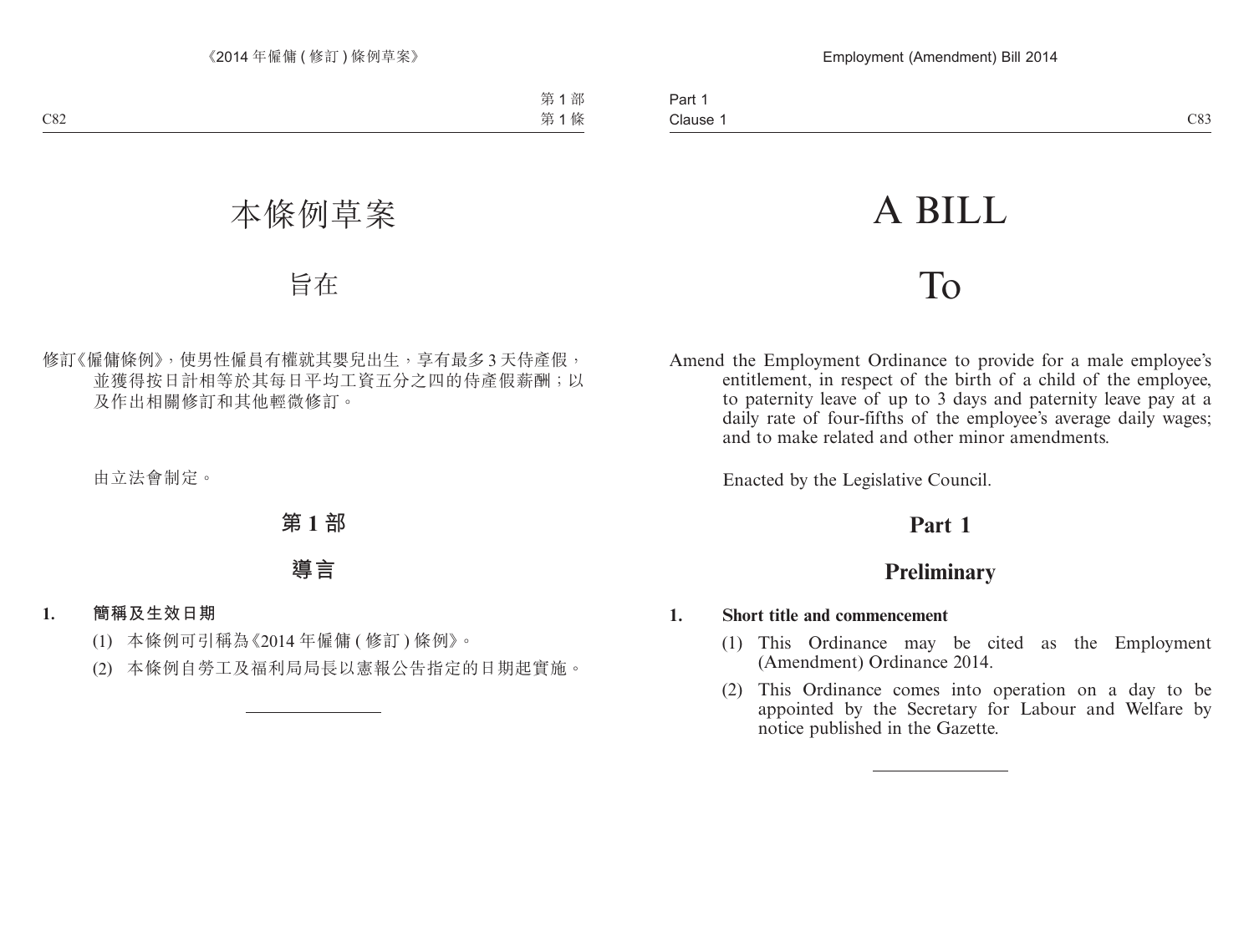# 本條例草案

## 旨在

修訂《僱傭條例》，使男性僱員有權就其嬰兒出生，享有最多 3 天侍產假，並獲得按日計相等於其每日平均工資五分之四的侍產假薪酬；以及作出相關修訂和其他輕微修訂。

由立法會制定。

## 第 1 部

## 導言

**1. 簡稱及生效日期**

(1) 本條例可引稱為《2014 年僱傭 ( 修訂 ) 條例》。

(2) 本條例自勞工及福利局局長以憲報公告指定的日期起實施。

---

# A BILL

## To

Amend the Employment Ordinance to provide for a male employee's entitlement, in respect of the birth of a child of the employee, to paternity leave of up to 3 days and paternity leave pay at a daily rate of four-fifths of the employee's average daily wages; and to make related and other minor amendments.

Enacted by the Legislative Council.

## Part 1

## Preliminary

**1. Short title and commencement**

(1) This Ordinance may be cited as the Employment (Amendment) Ordinance 2014.

(2) This Ordinance comes into operation on a day to be appointed by the Secretary for Labour and Welfare by notice published in the Gazette.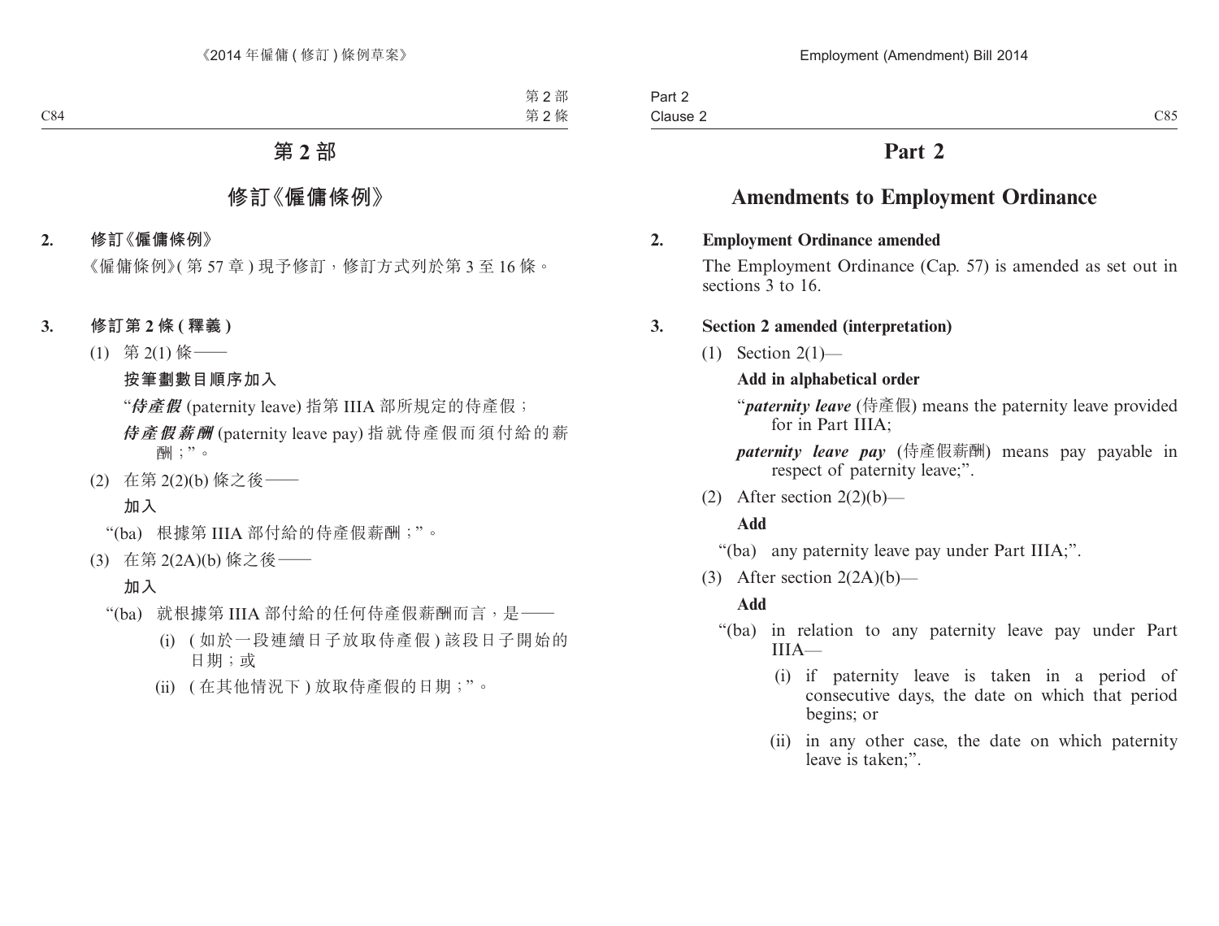# 第 2 部

## 修訂《僱傭條例》

**2. 修訂《僱傭條例》**

《僱傭條例》(第 57 章) 現予修訂,修訂方式列於第 3 至 16 條。

**3. 修訂第 2 條 (釋義)**

(1) 第 2(1) 條——

**按筆劃數目順序加入**

"***侍產假*** (paternity leave) 指第 IIIA 部所規定的侍產假;

***侍產假薪酬*** (paternity leave pay) 指就侍產假而須付給的薪酬;"。

(2) 在第 2(2)(b) 條之後——

**加入**

"(ba) 根據第 IIIA 部付給的侍產假薪酬;"。

(3) 在第 2(2A)(b) 條之後——

**加入**

"(ba) 就根據第 IIIA 部付給的任何侍產假薪酬而言,是——

(i) (如於一段連續日子放取侍產假) 該段日子開始的日期;或

(ii) (在其他情況下) 放取侍產假的日期;"。

# Part 2

## Amendments to Employment Ordinance

**2. Employment Ordinance amended**

The Employment Ordinance (Cap. 57) is amended as set out in sections 3 to 16.

**3. Section 2 amended (interpretation)**

(1) Section 2(1)—

**Add in alphabetical order**

"***paternity leave*** (侍產假) means the paternity leave provided for in Part IIIA;

***paternity leave pay*** (侍產假薪酬) means pay payable in respect of paternity leave;".

(2) After section 2(2)(b)—

**Add**

"(ba) any paternity leave pay under Part IIIA;".

(3) After section 2(2A)(b)—

**Add**

"(ba) in relation to any paternity leave pay under Part IIIA—

(i) if paternity leave is taken in a period of consecutive days, the date on which that period begins; or

(ii) in any other case, the date on which paternity leave is taken;".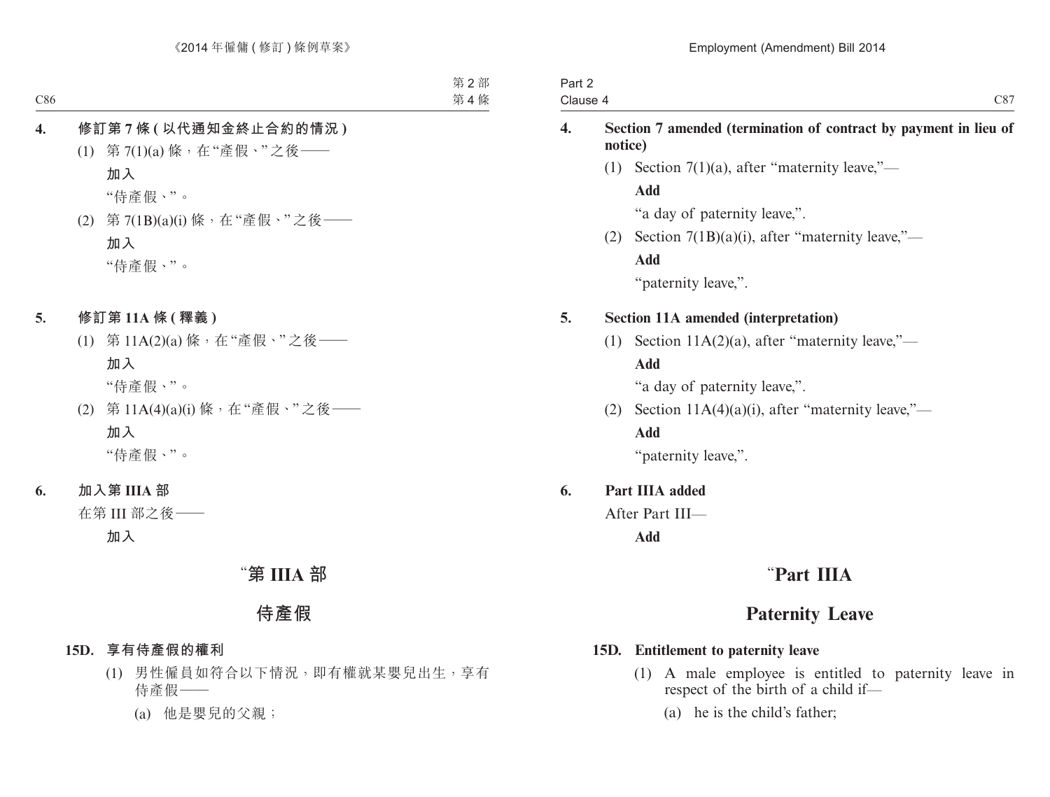**4. 修訂第 7 條 ( 以代通知金終止合約的情況 )**

(1) 第 7(1)(a) 條，在“產假、”之後——

**加入**

“侍產假、”。

(2) 第 7(1B)(a)(i) 條，在“產假、”之後——

**加入**

“侍產假、”。

**5. 修訂第 11A 條 ( 釋義 )**

(1) 第 11A(2)(a) 條，在“產假、”之後——

**加入**

“侍產假、”。

(2) 第 11A(4)(a)(i) 條，在“產假、”之後——

**加入**

“侍產假、”。

**6. 加入第 IIIA 部**

在第 III 部之後——

**加入**

## “第 IIIA 部

## 侍產假

**15D. 享有侍產假的權利**

(1) 男性僱員如符合以下情況，即有權就某嬰兒出生，享有侍產假——

(a) 他是嬰兒的父親；

**4. Section 7 amended (termination of contract by payment in lieu of notice)**

(1) Section 7(1)(a), after “maternity leave,”—

**Add**

“a day of paternity leave,”.

(2) Section 7(1B)(a)(i), after “maternity leave,”—

**Add**

“paternity leave,”.

**5. Section 11A amended (interpretation)**

(1) Section 11A(2)(a), after “maternity leave,”—

**Add**

“a day of paternity leave,”.

(2) Section 11A(4)(a)(i), after “maternity leave,”—

**Add**

“paternity leave,”.

**6. Part IIIA added**

After Part III—

**Add**

## “Part IIIA

## Paternity Leave

**15D. Entitlement to paternity leave**

(1) A male employee is entitled to paternity leave in respect of the birth of a child if—

(a) he is the child’s father;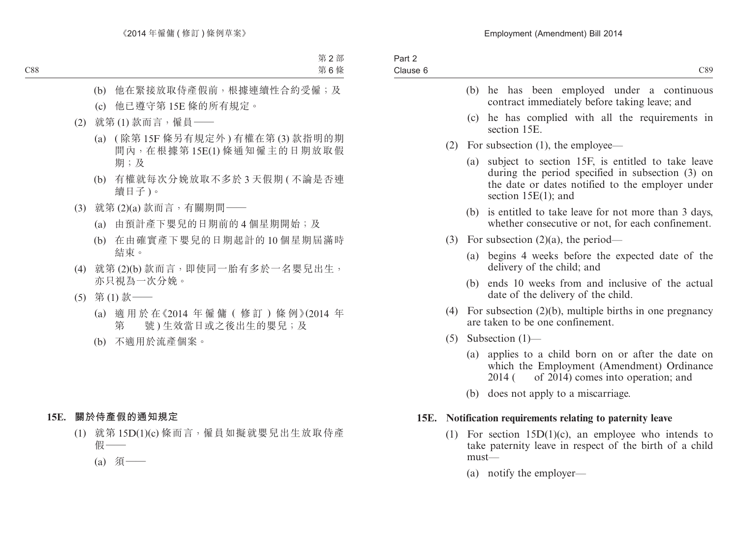(b) 他在緊接放取侍產假前，根據連續性合約受僱；及

(c) 他已遵守第 15E 條的所有規定。

(2) 就第 (1) 款而言，僱員——

(a) (除第 15F 條另有規定外) 有權在第 (3) 款指明的期間內，在根據第 15E(1) 條通知僱主的日期放取假期；及

(b) 有權就每次分娩放取不多於 3 天假期 (不論是否連續日子)。

(3) 就第 (2)(a) 款而言，有關期間——

(a) 由預計產下嬰兒的日期前的 4 個星期開始；及

(b) 在由確實產下嬰兒的日期起計的 10 個星期屆滿時結束。

(4) 就第 (2)(b) 款而言，即使同一胎有多於一名嬰兒出生，亦只視為一次分娩。

(5) 第 (1) 款——

(a) 適用於在《2014 年僱傭 (修訂) 條例》(2014 年第　　號) 生效當日或之後出生的嬰兒；及

(b) 不適用於流產個案。

**15E. 關於侍產假的通知規定**

(1) 就第 15D(1)(c) 條而言，僱員如擬就嬰兒出生放取侍產假——

(a) 須——

(b) he has been employed under a continuous contract immediately before taking leave; and

(c) he has complied with all the requirements in section 15E.

(2) For subsection (1), the employee—

(a) subject to section 15F, is entitled to take leave during the period specified in subsection (3) on the date or dates notified to the employer under section 15E(1); and

(b) is entitled to take leave for not more than 3 days, whether consecutive or not, for each confinement.

(3) For subsection (2)(a), the period—

(a) begins 4 weeks before the expected date of the delivery of the child; and

(b) ends 10 weeks from and inclusive of the actual date of the delivery of the child.

(4) For subsection (2)(b), multiple births in one pregnancy are taken to be one confinement.

(5) Subsection (1)—

(a) applies to a child born on or after the date on which the Employment (Amendment) Ordinance 2014 (　　of 2014) comes into operation; and

(b) does not apply to a miscarriage.

**15E. Notification requirements relating to paternity leave**

(1) For section 15D(1)(c), an employee who intends to take paternity leave in respect of the birth of a child must—

(a) notify the employer—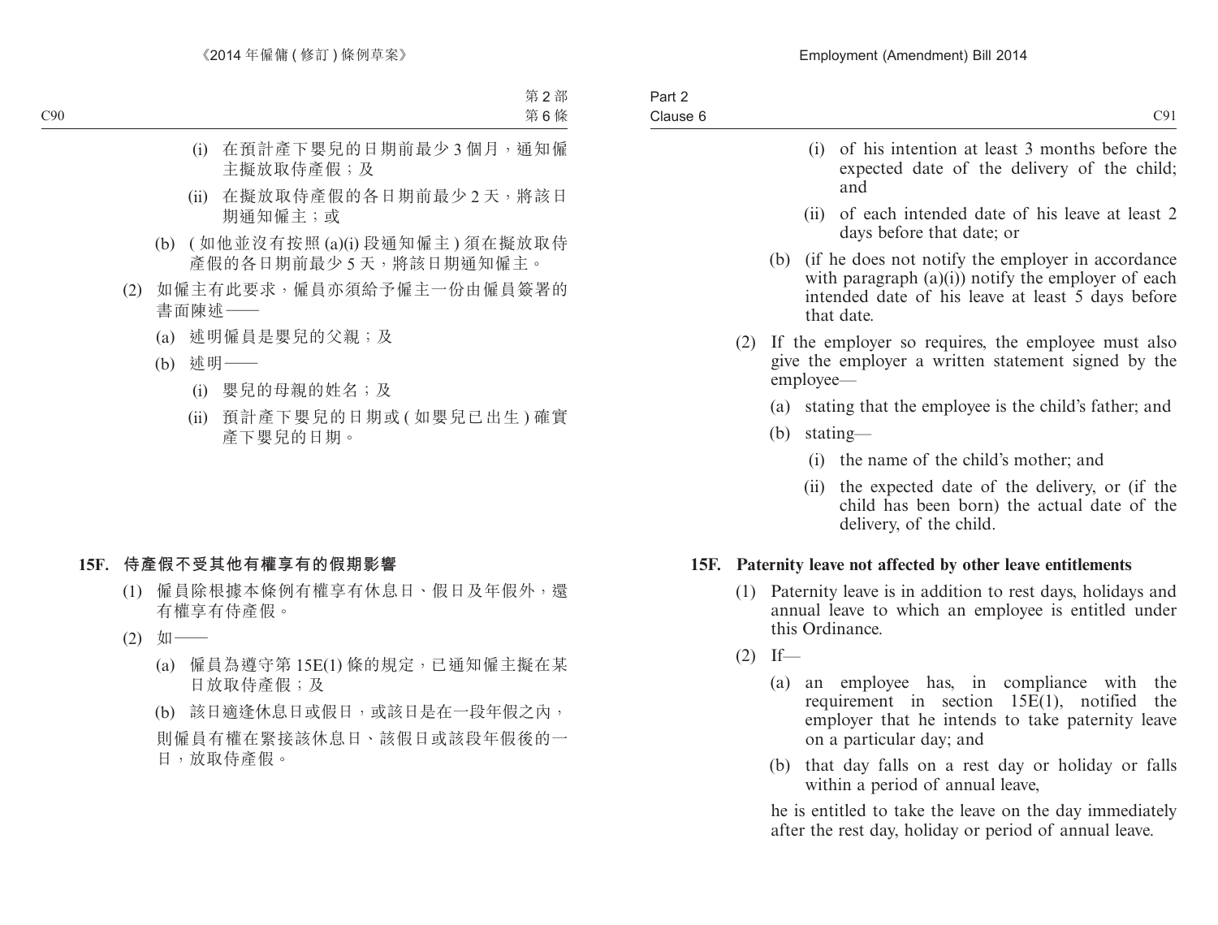(i) 在預計產下嬰兒的日期前最少 3 個月，通知僱主擬放取侍產假；及

(ii) 在擬放取侍產假的各日期前最少 2 天，將該日期通知僱主；或

(b) (如他並沒有按照 (a)(i) 段通知僱主) 須在擬放取侍產假的各日期前最少 5 天，將該日期通知僱主。

(2) 如僱主有此要求，僱員亦須給予僱主一份由僱員簽署的書面陳述——

(a) 述明僱員是嬰兒的父親；及

(b) 述明——

(i) 嬰兒的母親的姓名；及

(ii) 預計產下嬰兒的日期或 (如嬰兒已出生) 確實產下嬰兒的日期。

**15F. 侍產假不受其他有權享有的假期影響**

(1) 僱員除根據本條例有權享有休息日、假日及年假外，還有權享有侍產假。

(2) 如——

(a) 僱員為遵守第 15E(1) 條的規定，已通知僱主擬在某日放取侍產假；及

(b) 該日適逢休息日或假日，或該日是在一段年假之內，

則僱員有權在緊接該休息日、該假日或該段年假後的一日，放取侍產假。

(i) of his intention at least 3 months before the expected date of the delivery of the child; and

(ii) of each intended date of his leave at least 2 days before that date; or

(b) (if he does not notify the employer in accordance with paragraph (a)(i)) notify the employer of each intended date of his leave at least 5 days before that date.

(2) If the employer so requires, the employee must also give the employer a written statement signed by the employee—

(a) stating that the employee is the child's father; and

(b) stating—

(i) the name of the child's mother; and

(ii) the expected date of the delivery, or (if the child has been born) the actual date of the delivery, of the child.

**15F. Paternity leave not affected by other leave entitlements**

(1) Paternity leave is in addition to rest days, holidays and annual leave to which an employee is entitled under this Ordinance.

(2) If—

(a) an employee has, in compliance with the requirement in section 15E(1), notified the employer that he intends to take paternity leave on a particular day; and

(b) that day falls on a rest day or holiday or falls within a period of annual leave,

he is entitled to take the leave on the day immediately after the rest day, holiday or period of annual leave.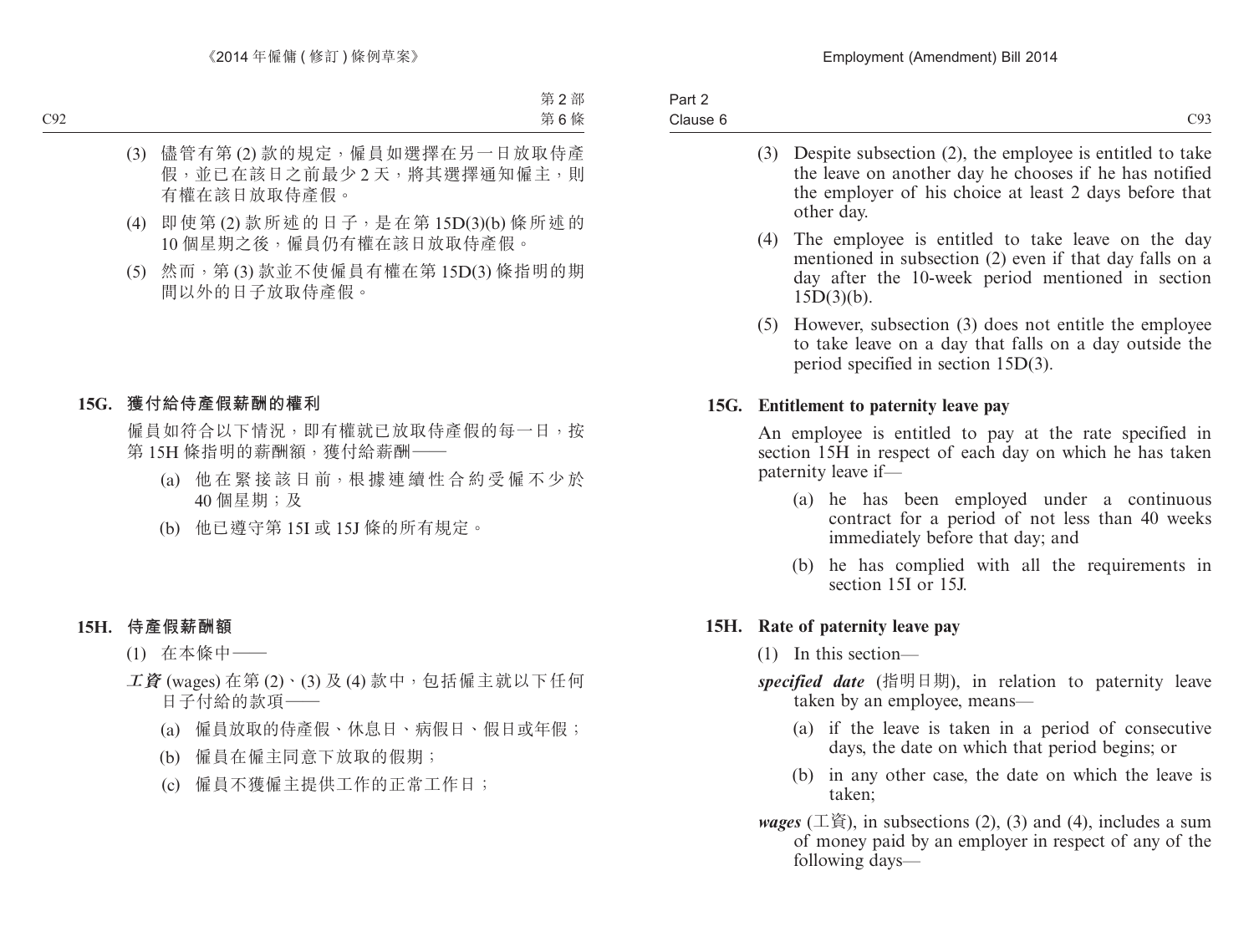(3) 儘管有第 (2) 款的規定，僱員如選擇在另一日放取侍產假，並已在該日之前最少 2 天，將其選擇通知僱主，則有權在該日放取侍產假。

(4) 即使第 (2) 款所述的日子，是在第 15D(3)(b) 條所述的 10 個星期之後，僱員仍有權在該日放取侍產假。

(5) 然而，第 (3) 款並不使僱員有權在第 15D(3) 條指明的期間以外的日子放取侍產假。

### 15G. 獲付給侍產假薪酬的權利

僱員如符合以下情況，即有權就已放取侍產假的每一日，按第 15H 條指明的薪酬額，獲付給薪酬——

(a) 他在緊接該日前，根據連續性合約受僱不少於 40 個星期；及

(b) 他已遵守第 15I 或 15J 條的所有規定。

### 15H. 侍產假薪酬額

(1) 在本條中——

***工資*** (wages) 在第 (2)、(3) 及 (4) 款中，包括僱主就以下任何日子付給的款項——

(a) 僱員放取的侍產假、休息日、病假日、假日或年假；

(b) 僱員在僱主同意下放取的假期；

(c) 僱員不獲僱主提供工作的正常工作日；

(3) Despite subsection (2), the employee is entitled to take the leave on another day he chooses if he has notified the employer of his choice at least 2 days before that other day.

(4) The employee is entitled to take leave on the day mentioned in subsection (2) even if that day falls on a day after the 10-week period mentioned in section 15D(3)(b).

(5) However, subsection (3) does not entitle the employee to take leave on a day that falls on a day outside the period specified in section 15D(3).

### 15G. Entitlement to paternity leave pay

An employee is entitled to pay at the rate specified in section 15H in respect of each day on which he has taken paternity leave if—

(a) he has been employed under a continuous contract for a period of not less than 40 weeks immediately before that day; and

(b) he has complied with all the requirements in section 15I or 15J.

### 15H. Rate of paternity leave pay

(1) In this section—

***specified date*** (指明日期), in relation to paternity leave taken by an employee, means—

(a) if the leave is taken in a period of consecutive days, the date on which that period begins; or

(b) in any other case, the date on which the leave is taken;

***wages*** (工資), in subsections (2), (3) and (4), includes a sum of money paid by an employer in respect of any of the following days—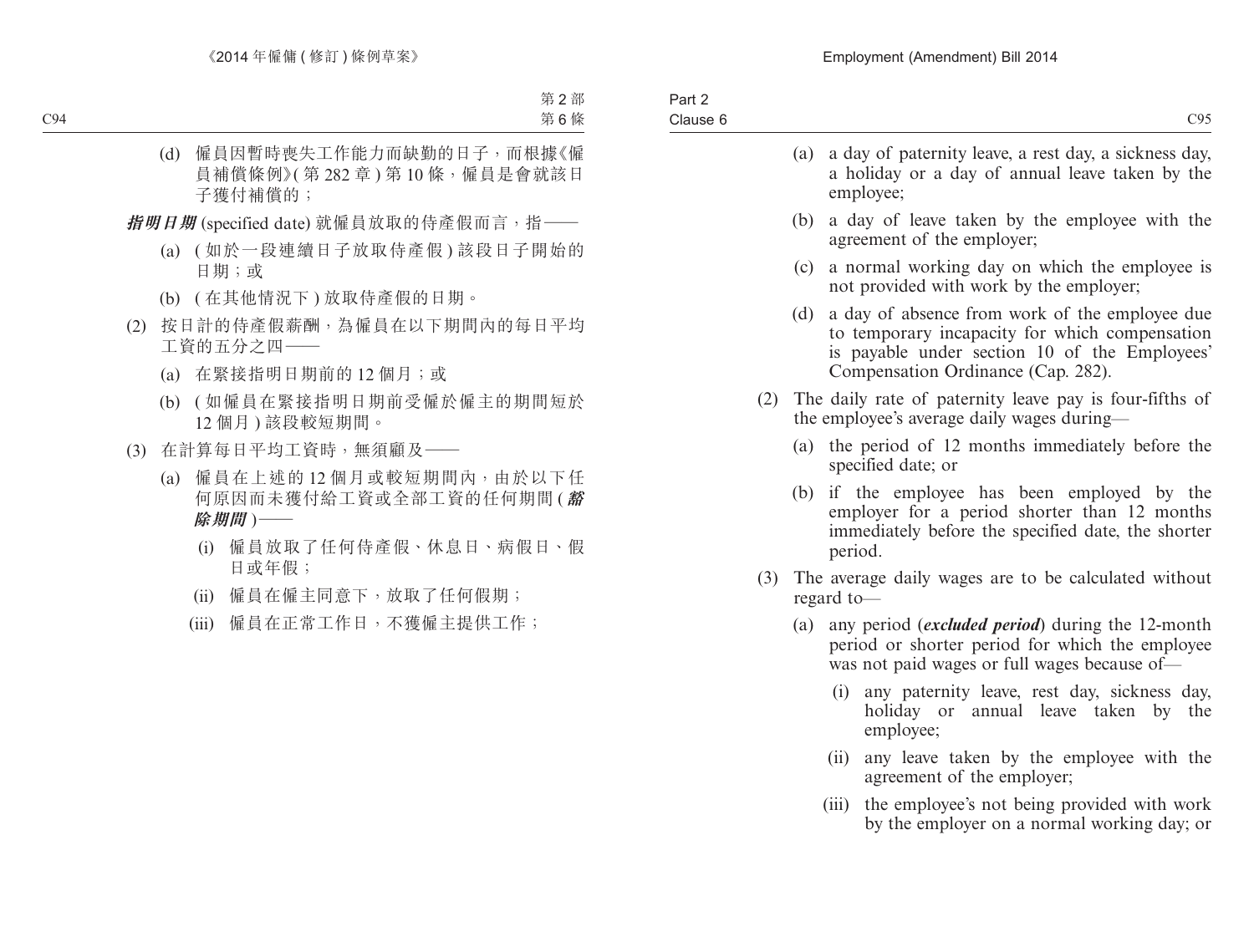(d) 僱員因暫時喪失工作能力而缺勤的日子，而根據《僱員補償條例》(第 282 章) 第 10 條，僱員是會就該日子獲付補償的；

***指明日期*** (specified date) 就僱員放取的侍產假而言，指——

(a) (如於一段連續日子放取侍產假) 該段日子開始的日期；或

(b) (在其他情況下) 放取侍產假的日期。

(2) 按日計的侍產假薪酬，為僱員在以下期間內的每日平均工資的五分之四——

(a) 在緊接指明日期前的 12 個月；或

(b) (如僱員在緊接指明日期前受僱於僱主的期間短於 12 個月) 該段較短期間。

(3) 在計算每日平均工資時，無須顧及——

(a) 僱員在上述的 12 個月或較短期間內，由於以下任何原因而未獲付給工資或全部工資的任何期間 (***豁除期間***)——

(i) 僱員放取了任何侍產假、休息日、病假日、假日或年假；

(ii) 僱員在僱主同意下，放取了任何假期；

(iii) 僱員在正常工作日，不獲僱主提供工作；

(a) a day of paternity leave, a rest day, a sickness day, a holiday or a day of annual leave taken by the employee;

(b) a day of leave taken by the employee with the agreement of the employer;

(c) a normal working day on which the employee is not provided with work by the employer;

(d) a day of absence from work of the employee due to temporary incapacity for which compensation is payable under section 10 of the Employees' Compensation Ordinance (Cap. 282).

(2) The daily rate of paternity leave pay is four-fifths of the employee's average daily wages during—

(a) the period of 12 months immediately before the specified date; or

(b) if the employee has been employed by the employer for a period shorter than 12 months immediately before the specified date, the shorter period.

(3) The average daily wages are to be calculated without regard to—

(a) any period (***excluded period***) during the 12-month period or shorter period for which the employee was not paid wages or full wages because of—

(i) any paternity leave, rest day, sickness day, holiday or annual leave taken by the employee;

(ii) any leave taken by the employee with the agreement of the employer;

(iii) the employee's not being provided with work by the employer on a normal working day; or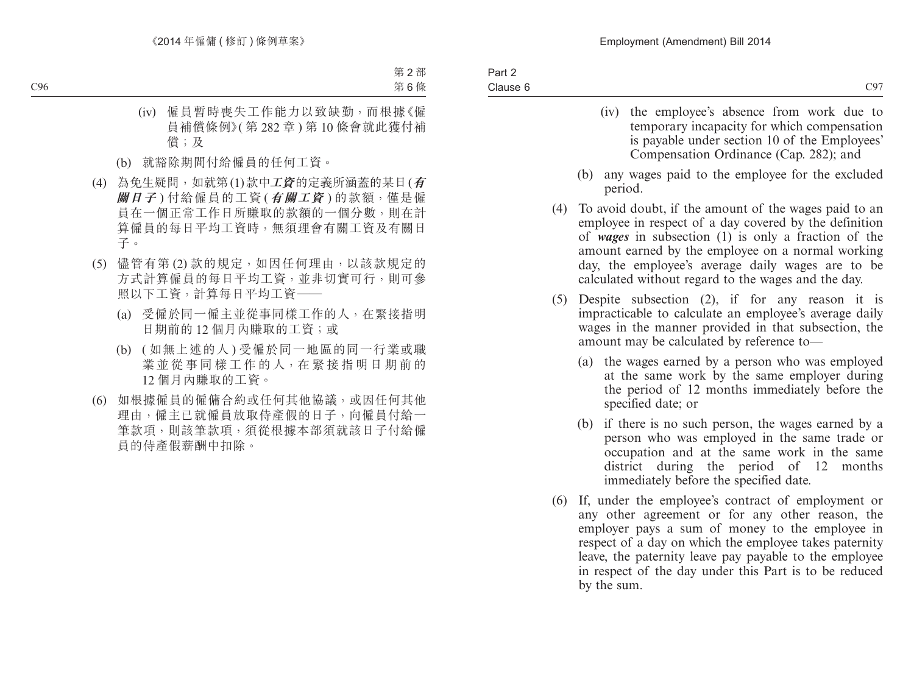(iv) 僱員暫時喪失工作能力以致缺勤，而根據《僱員補償條例》(第 282 章) 第 10 條會就此獲付補償；及

(b) 就豁除期間付給僱員的任何工資。

(4) 為免生疑問，如就第 (1) 款中***工資***的定義所涵蓋的某日 (***有關日子***) 付給僱員的工資 (***有關工資***) 的款額，僅是僱員在一個正常工作日所賺取的款額的一個分數，則在計算僱員的每日平均工資時，無須理會有關工資及有關日子。

(5) 儘管有第 (2) 款的規定，如因任何理由，以該款規定的方式計算僱員的每日平均工資，並非切實可行，則可參照以下工資，計算每日平均工資——

(a) 受僱於同一僱主並從事同樣工作的人，在緊接指明日期前的 12 個月內賺取的工資；或

(b) (如無上述的人) 受僱於同一地區的同一行業或職業並從事同樣工作的人，在緊接指明日期前的 12 個月內賺取的工資。

(6) 如根據僱員的僱傭合約或任何其他協議，或因任何其他理由，僱主已就僱員放取侍產假的日子，向僱員付給一筆款項，則該筆款項，須從根據本部須就該日子付給僱員的侍產假薪酬中扣除。

(iv) the employee's absence from work due to temporary incapacity for which compensation is payable under section 10 of the Employees' Compensation Ordinance (Cap. 282); and

(b) any wages paid to the employee for the excluded period.

(4) To avoid doubt, if the amount of the wages paid to an employee in respect of a day covered by the definition of ***wages*** in subsection (1) is only a fraction of the amount earned by the employee on a normal working day, the employee's average daily wages are to be calculated without regard to the wages and the day.

(5) Despite subsection (2), if for any reason it is impracticable to calculate an employee's average daily wages in the manner provided in that subsection, the amount may be calculated by reference to—

(a) the wages earned by a person who was employed at the same work by the same employer during the period of 12 months immediately before the specified date; or

(b) if there is no such person, the wages earned by a person who was employed in the same trade or occupation and at the same work in the same district during the period of 12 months immediately before the specified date.

(6) If, under the employee's contract of employment or any other agreement or for any other reason, the employer pays a sum of money to the employee in respect of a day on which the employee takes paternity leave, the paternity leave pay payable to the employee in respect of the day under this Part is to be reduced by the sum.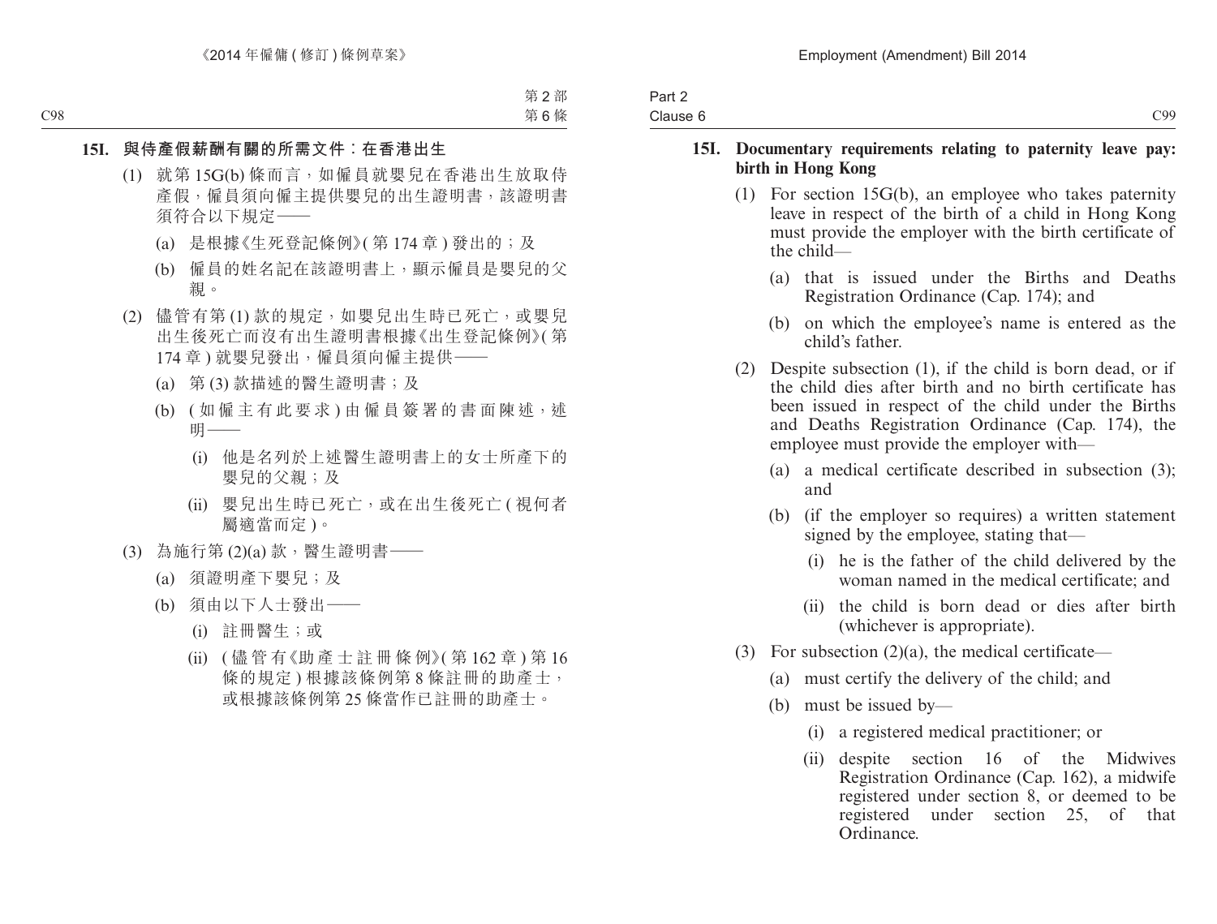### 15I. 與侍產假薪酬有關的所需文件：在香港出生

(1) 就第 15G(b) 條而言，如僱員就嬰兒在香港出生放取侍產假，僱員須向僱主提供嬰兒的出生證明書，該證明書須符合以下規定——

(a) 是根據《生死登記條例》(第 174 章) 發出的；及

(b) 僱員的姓名記在該證明書上，顯示僱員是嬰兒的父親。

(2) 儘管有第 (1) 款的規定，如嬰兒出生時已死亡，或嬰兒出生後死亡而沒有出生證明書根據《出生登記條例》(第 174 章) 就嬰兒發出，僱員須向僱主提供——

(a) 第 (3) 款描述的醫生證明書；及

(b) (如僱主有此要求) 由僱員簽署的書面陳述，述明——

(i) 他是名列於上述醫生證明書上的女士所產下的嬰兒的父親；及

(ii) 嬰兒出生時已死亡，或在出生後死亡 (視何者屬適當而定)。

(3) 為施行第 (2)(a) 款，醫生證明書——

(a) 須證明產下嬰兒；及

(b) 須由以下人士發出——

(i) 註冊醫生；或

(ii) (儘管有《助產士註冊條例》(第 162 章) 第 16 條的規定) 根據該條例第 8 條註冊的助產士，或根據該條例第 25 條當作已註冊的助產士。

### 15I. Documentary requirements relating to paternity leave pay: birth in Hong Kong

(1) For section 15G(b), an employee who takes paternity leave in respect of the birth of a child in Hong Kong must provide the employer with the birth certificate of the child—

(a) that is issued under the Births and Deaths Registration Ordinance (Cap. 174); and

(b) on which the employee's name is entered as the child's father.

(2) Despite subsection (1), if the child is born dead, or if the child dies after birth and no birth certificate has been issued in respect of the child under the Births and Deaths Registration Ordinance (Cap. 174), the employee must provide the employer with—

(a) a medical certificate described in subsection (3); and

(b) (if the employer so requires) a written statement signed by the employee, stating that—

(i) he is the father of the child delivered by the woman named in the medical certificate; and

(ii) the child is born dead or dies after birth (whichever is appropriate).

(3) For subsection (2)(a), the medical certificate—

(a) must certify the delivery of the child; and

(b) must be issued by—

(i) a registered medical practitioner; or

(ii) despite section 16 of the Midwives Registration Ordinance (Cap. 162), a midwife registered under section 8, or deemed to be registered under section 25, of that Ordinance.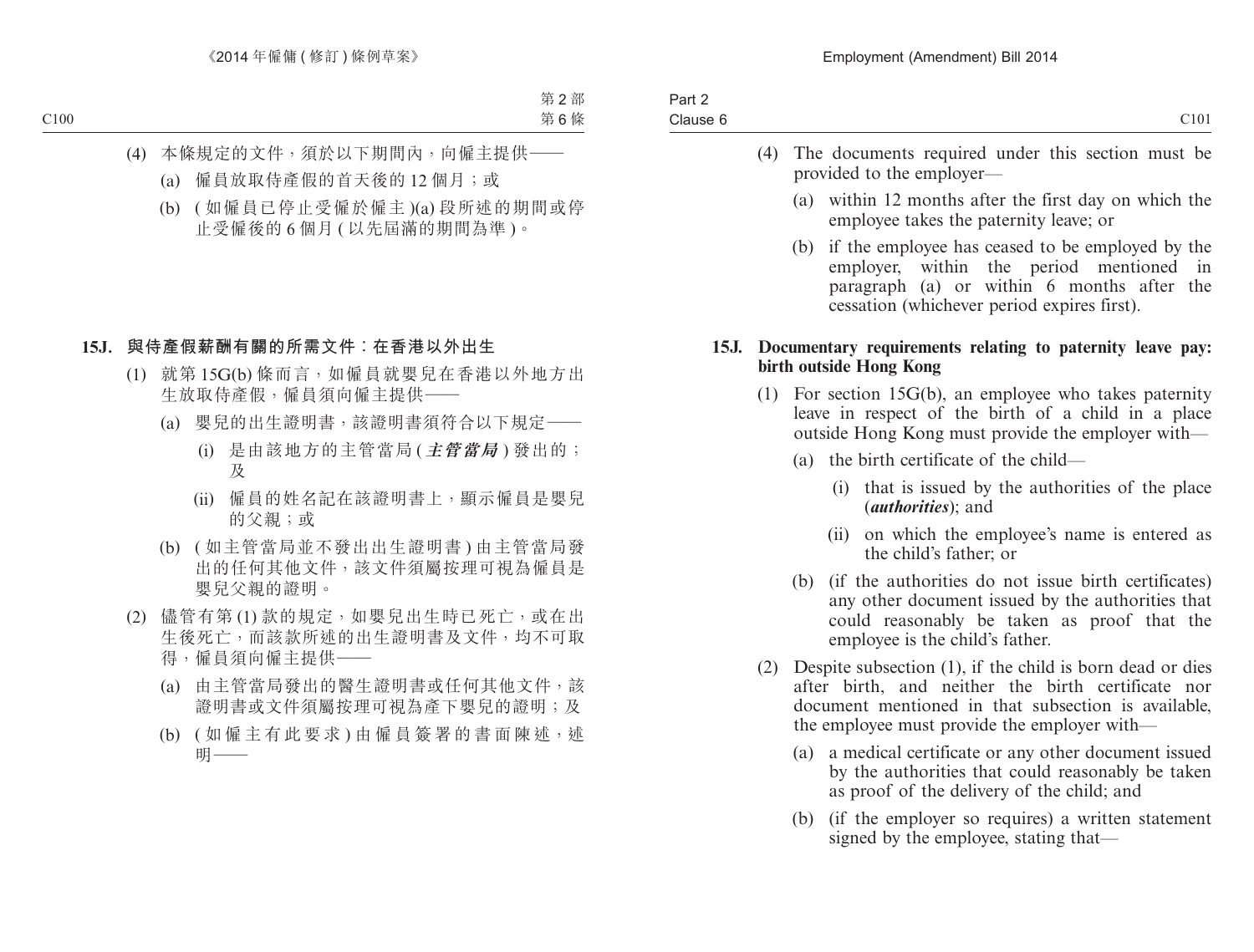(4) 本條規定的文件，須於以下期間內，向僱主提供——

(a) 僱員放取侍產假的首天後的 12 個月；或

(b) (如僱員已停止受僱於僱主)(a) 段所述的期間或停止受僱後的 6 個月 (以先屆滿的期間為準)。

**15J. 與侍產假薪酬有關的所需文件：在香港以外出生**

(1) 就第 15G(b) 條而言，如僱員就嬰兒在香港以外地方出生放取侍產假，僱員須向僱主提供——

(a) 嬰兒的出生證明書，該證明書須符合以下規定——

(i) 是由該地方的主管當局 (***主管當局***) 發出的；及

(ii) 僱員的姓名記在該證明書上，顯示僱員是嬰兒的父親；或

(b) (如主管當局並不發出出生證明書) 由主管當局發出的任何其他文件，該文件須屬按理可視為僱員是嬰兒父親的證明。

(2) 儘管有第 (1) 款的規定，如嬰兒出生時已死亡，或在出生後死亡，而該款所述的出生證明書及文件，均不可取得，僱員須向僱主提供——

(a) 由主管當局發出的醫生證明書或任何其他文件，該證明書或文件須屬按理可視為產下嬰兒的證明；及

(b) (如僱主有此要求) 由僱員簽署的書面陳述，述明——

(4) The documents required under this section must be provided to the employer—

(a) within 12 months after the first day on which the employee takes the paternity leave; or

(b) if the employee has ceased to be employed by the employer, within the period mentioned in paragraph (a) or within 6 months after the cessation (whichever period expires first).

**15J. Documentary requirements relating to paternity leave pay: birth outside Hong Kong**

(1) For section 15G(b), an employee who takes paternity leave in respect of the birth of a child in a place outside Hong Kong must provide the employer with—

(a) the birth certificate of the child—

(i) that is issued by the authorities of the place (***authorities***); and

(ii) on which the employee's name is entered as the child's father; or

(b) (if the authorities do not issue birth certificates) any other document issued by the authorities that could reasonably be taken as proof that the employee is the child's father.

(2) Despite subsection (1), if the child is born dead or dies after birth, and neither the birth certificate nor document mentioned in that subsection is available, the employee must provide the employer with—

(a) a medical certificate or any other document issued by the authorities that could reasonably be taken as proof of the delivery of the child; and

(b) (if the employer so requires) a written statement signed by the employee, stating that—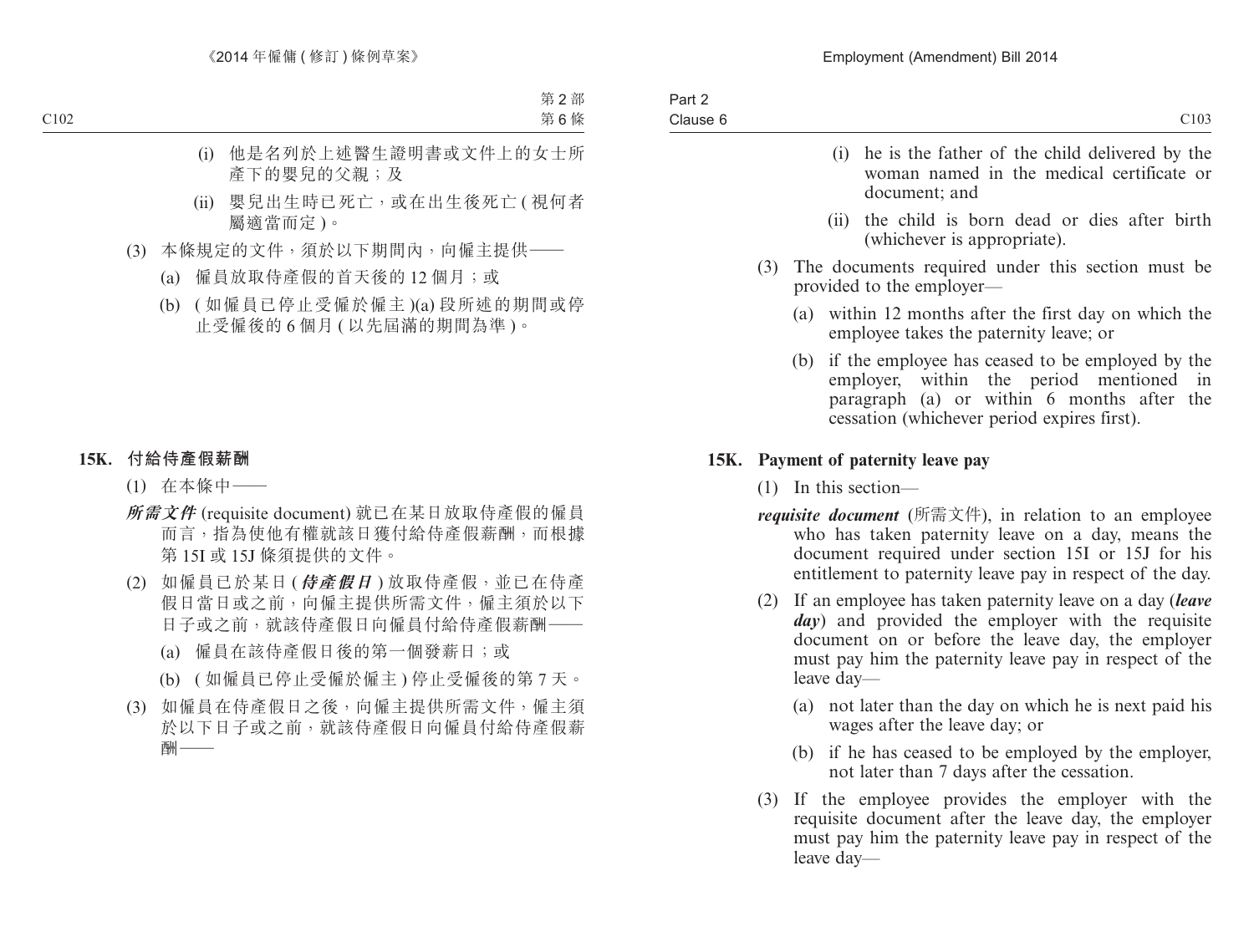(i) 他是名列於上述醫生證明書或文件上的女士所產下的嬰兒的父親；及

(ii) 嬰兒出生時已死亡，或在出生後死亡 ( 視何者屬適當而定 )。

(3) 本條規定的文件，須於以下期間內，向僱主提供——

(a) 僱員放取侍產假的首天後的 12 個月；或

(b) ( 如僱員已停止受僱於僱主 )(a) 段所述的期間或停止受僱後的 6 個月 ( 以先屆滿的期間為準 )。

### 15K. 付給侍產假薪酬

(1) 在本條中——

***所需文件*** (requisite document) 就已在某日放取侍產假的僱員而言，指為使他有權就該日獲付給侍產假薪酬，而根據第 15I 或 15J 條須提供的文件。

(2) 如僱員已於某日 (***侍產假日***) 放取侍產假，並已在侍產假日當日或之前，向僱主提供所需文件，僱主須於以下日子或之前，就該侍產假日向僱員付給侍產假薪酬——

(a) 僱員在該侍產假日後的第一個發薪日；或

(b) ( 如僱員已停止受僱於僱主 ) 停止受僱後的第 7 天。

(3) 如僱員在侍產假日之後，向僱主提供所需文件，僱主須於以下日子或之前，就該侍產假日向僱員付給侍產假薪酬——

(i) he is the father of the child delivered by the woman named in the medical certificate or document; and

(ii) the child is born dead or dies after birth (whichever is appropriate).

(3) The documents required under this section must be provided to the employer—

(a) within 12 months after the first day on which the employee takes the paternity leave; or

(b) if the employee has ceased to be employed by the employer, within the period mentioned in paragraph (a) or within 6 months after the cessation (whichever period expires first).

### 15K. Payment of paternity leave pay

(1) In this section—

***requisite document*** (所需文件), in relation to an employee who has taken paternity leave on a day, means the document required under section 15I or 15J for his entitlement to paternity leave pay in respect of the day.

(2) If an employee has taken paternity leave on a day (***leave day***) and provided the employer with the requisite document on or before the leave day, the employer must pay him the paternity leave pay in respect of the leave day—

(a) not later than the day on which he is next paid his wages after the leave day; or

(b) if he has ceased to be employed by the employer, not later than 7 days after the cessation.

(3) If the employee provides the employer with the requisite document after the leave day, the employer must pay him the paternity leave pay in respect of the leave day—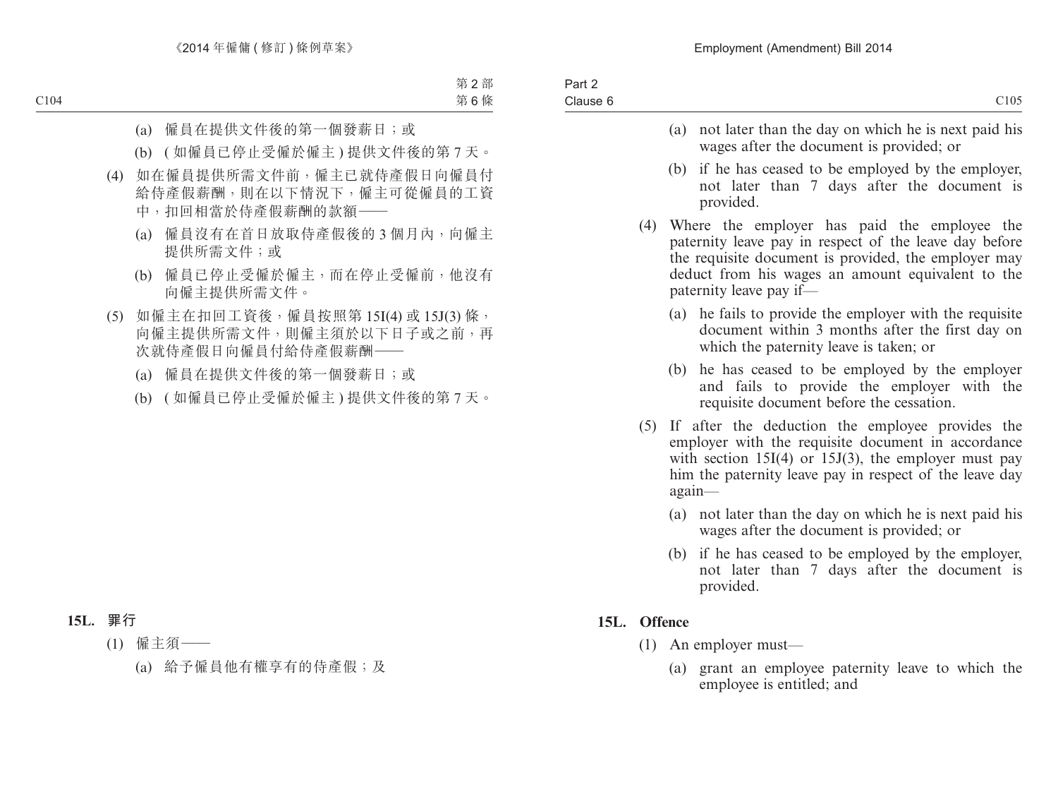(a) 僱員在提供文件後的第一個發薪日；或

(b) (如僱員已停止受僱於僱主) 提供文件後的第 7 天。

(4) 如在僱員提供所需文件前，僱主已就侍產假日向僱員付給侍產假薪酬，則在以下情況下，僱主可從僱員的工資中，扣回相當於侍產假薪酬的款額——

(a) 僱員沒有在首日放取侍產假後的 3 個月內，向僱主提供所需文件；或

(b) 僱員已停止受僱於僱主，而在停止受僱前，他沒有向僱主提供所需文件。

(5) 如僱主在扣回工資後，僱員按照第 15I(4) 或 15J(3) 條，向僱主提供所需文件，則僱主須於以下日子或之前，再次就侍產假日向僱員付給侍產假薪酬——

(a) 僱員在提供文件後的第一個發薪日；或

(b) (如僱員已停止受僱於僱主) 提供文件後的第 7 天。

**15L. 罪行**

(1) 僱主須——

(a) 給予僱員他有權享有的侍產假；及

(a) not later than the day on which he is next paid his wages after the document is provided; or

(b) if he has ceased to be employed by the employer, not later than 7 days after the document is provided.

(4) Where the employer has paid the employee the paternity leave pay in respect of the leave day before the requisite document is provided, the employer may deduct from his wages an amount equivalent to the paternity leave pay if—

(a) he fails to provide the employer with the requisite document within 3 months after the first day on which the paternity leave is taken; or

(b) he has ceased to be employed by the employer and fails to provide the employer with the requisite document before the cessation.

(5) If after the deduction the employee provides the employer with the requisite document in accordance with section 15I(4) or 15J(3), the employer must pay him the paternity leave pay in respect of the leave day again—

(a) not later than the day on which he is next paid his wages after the document is provided; or

(b) if he has ceased to be employed by the employer, not later than 7 days after the document is provided.

**15L. Offence**

(1) An employer must—

(a) grant an employee paternity leave to which the employee is entitled; and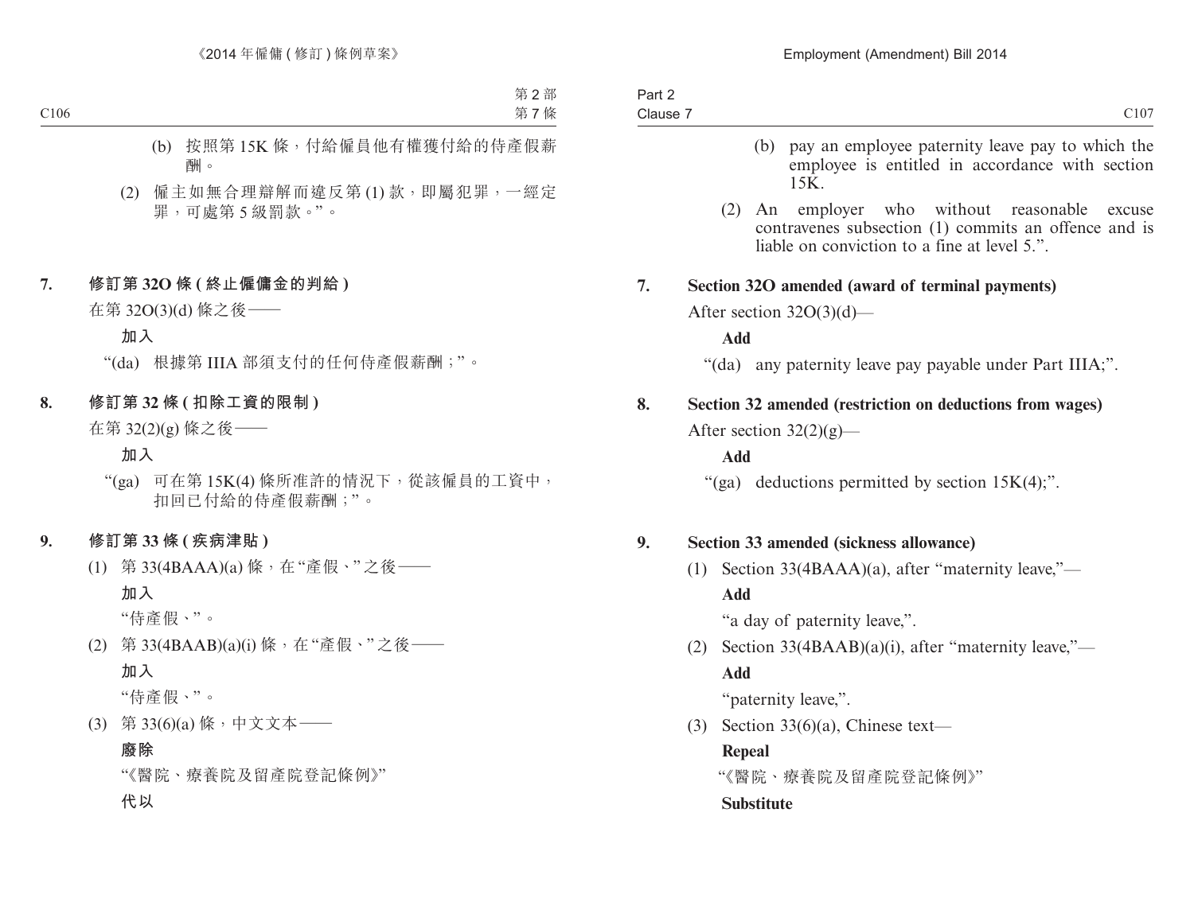(b) 按照第 15K 條，付給僱員他有權獲付給的侍產假薪酬。

(2) 僱主如無合理辯解而違反第 (1) 款，即屬犯罪，一經定罪，可處第 5 級罰款。”。

**7. 修訂第 32O 條 (終止僱傭金的判給)**

在第 32O(3)(d) 條之後——

**加入**

“(da) 根據第 IIIA 部須支付的任何侍產假薪酬；”。

**8. 修訂第 32 條 (扣除工資的限制)**

在第 32(2)(g) 條之後——

**加入**

“(ga) 可在第 15K(4) 條所准許的情況下，從該僱員的工資中，扣回已付給的侍產假薪酬；”。

**9. 修訂第 33 條 (疾病津貼)**

(1) 第 33(4BAAA)(a) 條，在“產假、”之後——

**加入**

“侍產假、”。

(2) 第 33(4BAAB)(a)(i) 條，在“產假、”之後——

**加入**

“侍產假、”。

(3) 第 33(6)(a) 條，中文文本——

**廢除**

“《醫院、療養院及留產院登記條例》”

**代以**

(b) pay an employee paternity leave pay to which the employee is entitled in accordance with section 15K.

(2) An employer who without reasonable excuse contravenes subsection (1) commits an offence and is liable on conviction to a fine at level 5.”.

**7. Section 32O amended (award of terminal payments)**

After section 32O(3)(d)—

**Add**

“(da) any paternity leave pay payable under Part IIIA;”.

**8. Section 32 amended (restriction on deductions from wages)**

After section 32(2)(g)—

**Add**

“(ga) deductions permitted by section 15K(4);”.

**9. Section 33 amended (sickness allowance)**

(1) Section 33(4BAAA)(a), after “maternity leave,”—

**Add**

“a day of paternity leave,”.

(2) Section 33(4BAAB)(a)(i), after “maternity leave,”—

**Add**

“paternity leave,”.

(3) Section 33(6)(a), Chinese text—

**Repeal**

“《醫院、療養院及留產院登記條例》”

**Substitute**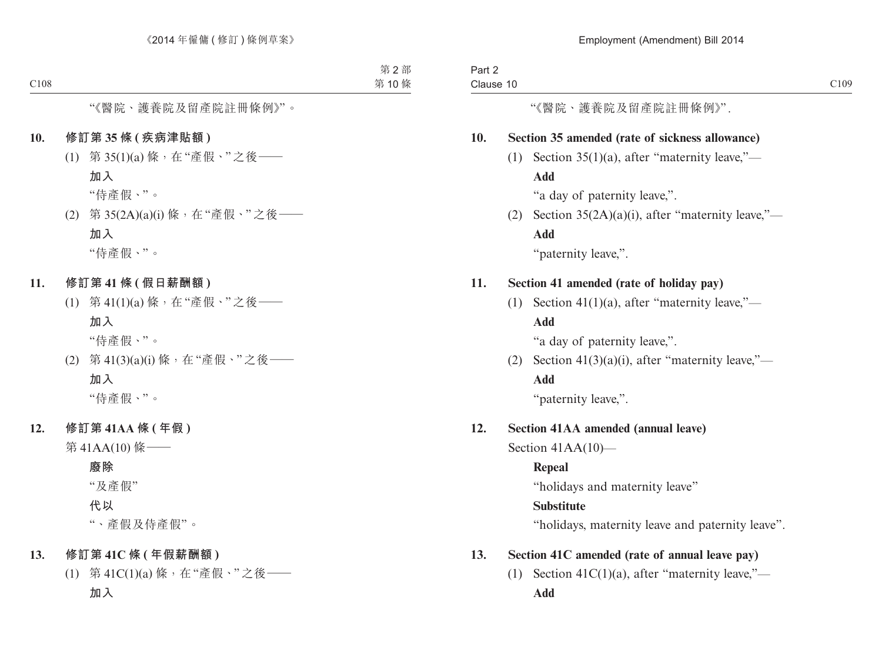"《醫院、護養院及留產院註冊條例》"。

**10. 修訂第 35 條 (疾病津貼額)**

(1) 第 35(1)(a) 條，在"產假、"之後——

**加入**

"侍產假、"。

(2) 第 35(2A)(a)(i) 條，在"產假、"之後——

**加入**

"侍產假、"。

**11. 修訂第 41 條 (假日薪酬額)**

(1) 第 41(1)(a) 條，在"產假、"之後——

**加入**

"侍產假、"。

(2) 第 41(3)(a)(i) 條，在"產假、"之後——

**加入**

"侍產假、"。

**12. 修訂第 41AA 條 (年假)**

第 41AA(10) 條——

**廢除**

"及產假"

**代以**

"、產假及侍產假"。

**13. 修訂第 41C 條 (年假薪酬額)**

(1) 第 41C(1)(a) 條，在"產假、"之後——

**加入**

"《醫院、護養院及留產院註冊條例》".

**10. Section 35 amended (rate of sickness allowance)**

(1) Section 35(1)(a), after "maternity leave,"—

**Add**

"a day of paternity leave,".

(2) Section 35(2A)(a)(i), after "maternity leave,"—

**Add**

"paternity leave,".

**11. Section 41 amended (rate of holiday pay)**

(1) Section 41(1)(a), after "maternity leave,"—

**Add**

"a day of paternity leave,".

(2) Section 41(3)(a)(i), after "maternity leave,"—

**Add**

"paternity leave,".

**12. Section 41AA amended (annual leave)**

Section 41AA(10)—

**Repeal**

"holidays and maternity leave"

**Substitute**

"holidays, maternity leave and paternity leave".

**13. Section 41C amended (rate of annual leave pay)**

(1) Section 41C(1)(a), after "maternity leave,"—

**Add**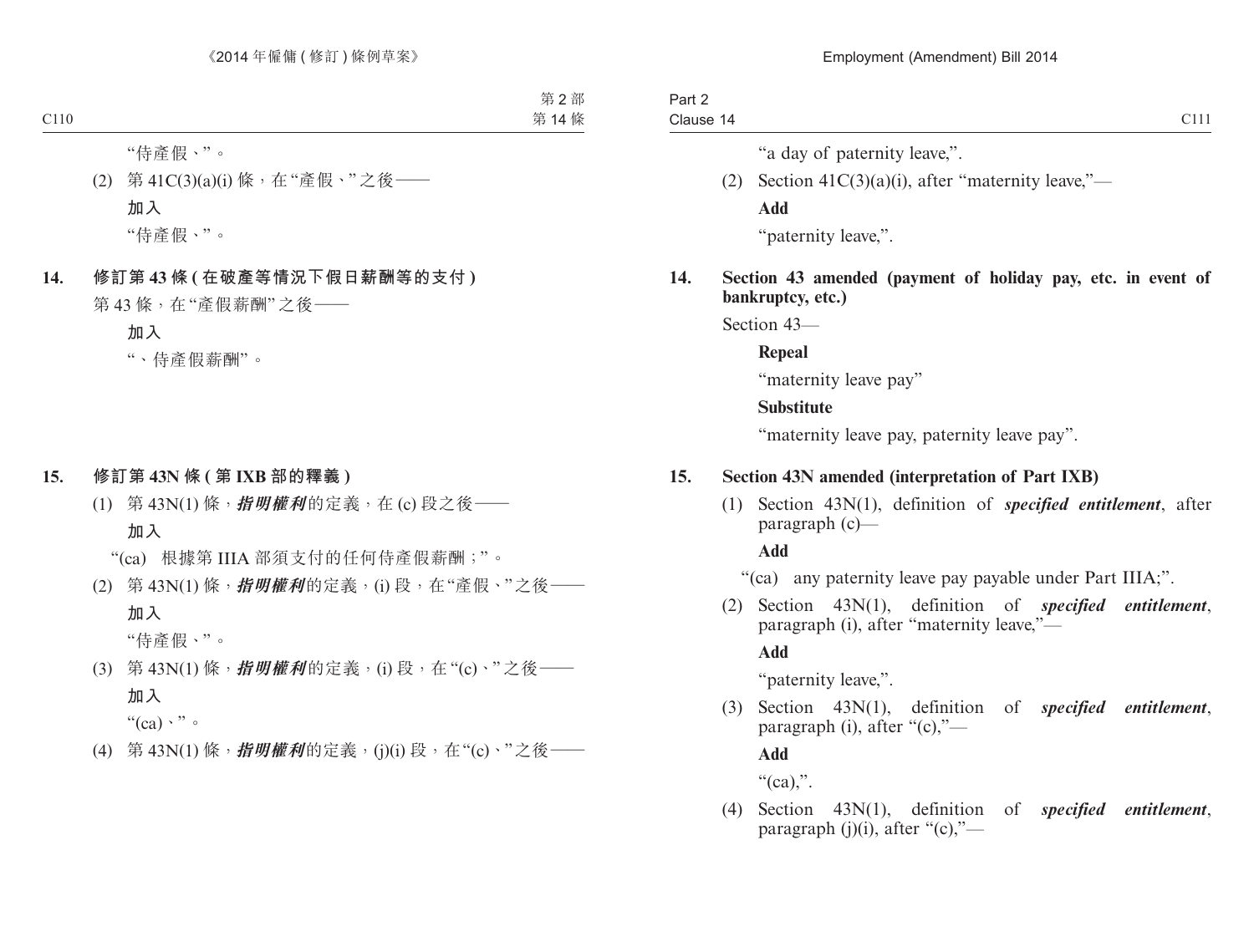"侍產假、"。

(2) 第 41C(3)(a)(i) 條，在"產假、"之後——

**加入**

"侍產假、"。

**14. 修訂第 43 條 (在破產等情況下假日薪酬等的支付)**

第 43 條，在"產假薪酬"之後——

**加入**

"、侍產假薪酬"。

**15. 修訂第 43N 條 (第 IXB 部的釋義)**

(1) 第 43N(1) 條，***指明權利***的定義，在 (c) 段之後——

**加入**

"(ca) 根據第 IIIA 部須支付的任何侍產假薪酬；"。

(2) 第 43N(1) 條，***指明權利***的定義，(i) 段，在"產假、"之後——

**加入**

"侍產假、"。

(3) 第 43N(1) 條，***指明權利***的定義，(i) 段，在"(c)、"之後——

**加入**

"(ca)、"。

(4) 第 43N(1) 條，***指明權利***的定義，(j)(i) 段，在"(c)、"之後——

"a day of paternity leave,".

(2) Section 41C(3)(a)(i), after "maternity leave,"—

**Add**

"paternity leave,".

**14. Section 43 amended (payment of holiday pay, etc. in event of bankruptcy, etc.)**

Section 43—

**Repeal**

"maternity leave pay"

**Substitute**

"maternity leave pay, paternity leave pay".

**15. Section 43N amended (interpretation of Part IXB)**

(1) Section 43N(1), definition of ***specified entitlement***, after paragraph (c)—

**Add**

"(ca) any paternity leave pay payable under Part IIIA;".

(2) Section 43N(1), definition of ***specified entitlement***, paragraph (i), after "maternity leave,"—

**Add**

"paternity leave,".

(3) Section 43N(1), definition of ***specified entitlement***, paragraph (i), after "(c),"—

**Add**

"(ca),".

(4) Section 43N(1), definition of ***specified entitlement***, paragraph (j)(i), after "(c),"—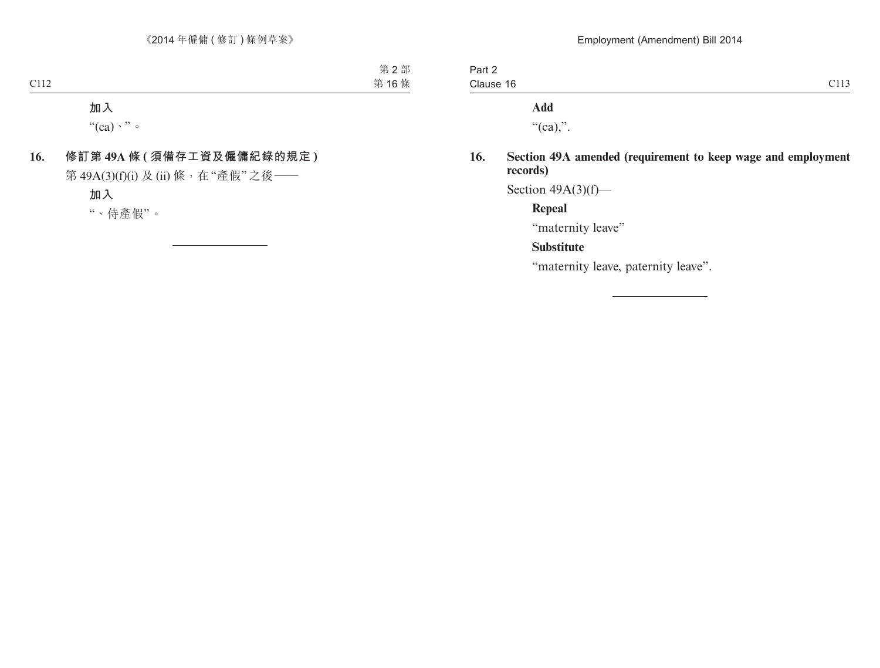**加入**

"(ca)、"。

**16. 修訂第 49A 條 (須備存工資及僱傭紀錄的規定)**

第 49A(3)(f)(i) 及 (ii) 條，在"產假"之後——

**加入**

"、侍產假"。

**Add**

"(ca),".

**16. Section 49A amended (requirement to keep wage and employment records)**

Section 49A(3)(f)—

**Repeal**

"maternity leave"

**Substitute**

"maternity leave, paternity leave".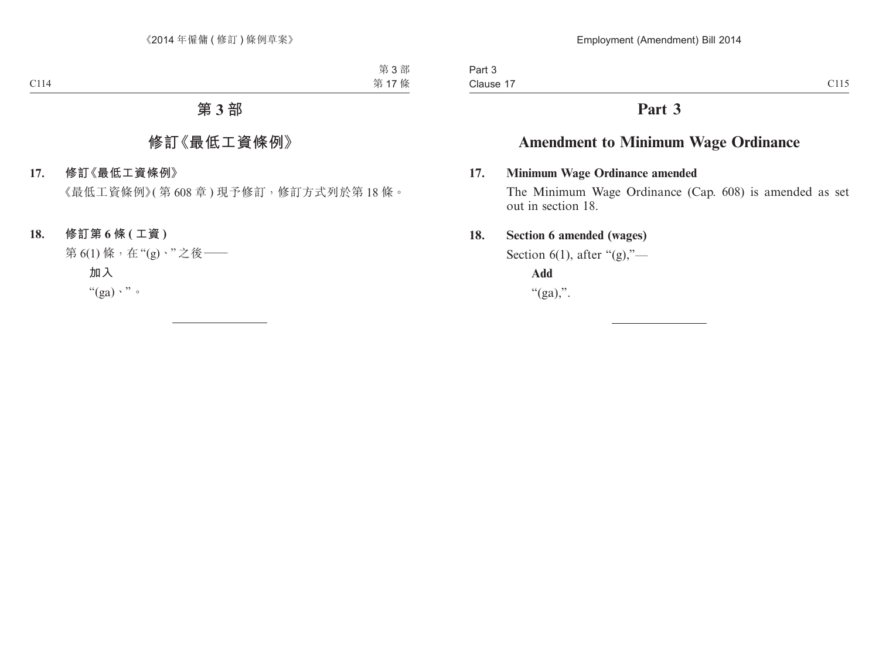# 第 3 部

## 修訂《最低工資條例》

**17. 修訂《最低工資條例》**

《最低工資條例》( 第 608 章 ) 現予修訂，修訂方式列於第 18 條。

**18. 修訂第 6 條 ( 工資 )**

第 6(1) 條，在 “(g)、” 之後——

**加入**

“(ga)、”。

# Part 3

## Amendment to Minimum Wage Ordinance

**17. Minimum Wage Ordinance amended**

The Minimum Wage Ordinance (Cap. 608) is amended as set out in section 18.

**18. Section 6 amended (wages)**

Section 6(1), after “(g),”—

**Add**

“(ga),”.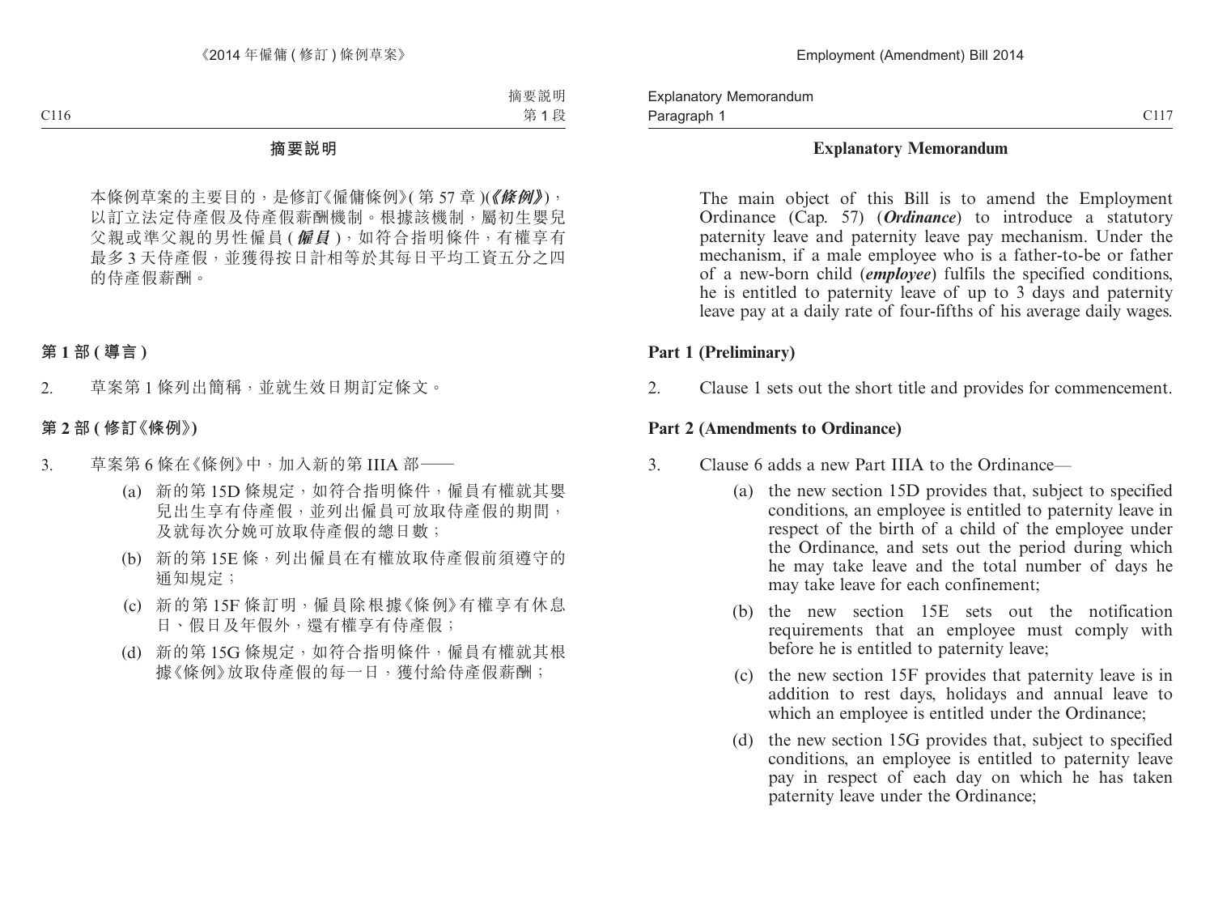## 摘要說明

本條例草案的主要目的，是修訂《僱傭條例》(第 57 章)(***《條例》***)，以訂立法定侍產假及侍產假薪酬機制。根據該機制，屬初生嬰兒父親或準父親的男性僱員 (***僱員***)，如符合指明條件，有權享有最多 3 天侍產假，並獲得按日計相等於其每日平均工資五分之四的侍產假薪酬。

### 第 1 部 (導言)

2. 草案第 1 條列出簡稱，並就生效日期訂定條文。

### 第 2 部 (修訂《條例》)

3. 草案第 6 條在《條例》中，加入新的第 IIIA 部——
    - (a) 新的第 15D 條規定，如符合指明條件，僱員有權就其嬰兒出生享有侍產假，並列出僱員可放取侍產假的期間，及就每次分娩可放取侍產假的總日數；
    - (b) 新的第 15E 條，列出僱員在有權放取侍產假前須遵守的通知規定；
    - (c) 新的第 15F 條訂明，僱員除根據《條例》有權享有休息日、假日及年假外，還有權享有侍產假；
    - (d) 新的第 15G 條規定，如符合指明條件，僱員有權就其根據《條例》放取侍產假的每一日，獲付給侍產假薪酬；

## Explanatory Memorandum

The main object of this Bill is to amend the Employment Ordinance (Cap. 57) (***Ordinance***) to introduce a statutory paternity leave and paternity leave pay mechanism. Under the mechanism, if a male employee who is a father-to-be or father of a new-born child (***employee***) fulfils the specified conditions, he is entitled to paternity leave of up to 3 days and paternity leave pay at a daily rate of four-fifths of his average daily wages.

### Part 1 (Preliminary)

2. Clause 1 sets out the short title and provides for commencement.

### Part 2 (Amendments to Ordinance)

3. Clause 6 adds a new Part IIIA to the Ordinance—
    - (a) the new section 15D provides that, subject to specified conditions, an employee is entitled to paternity leave in respect of the birth of a child of the employee under the Ordinance, and sets out the period during which he may take leave and the total number of days he may take leave for each confinement;
    - (b) the new section 15E sets out the notification requirements that an employee must comply with before he is entitled to paternity leave;
    - (c) the new section 15F provides that paternity leave is in addition to rest days, holidays and annual leave to which an employee is entitled under the Ordinance;
    - (d) the new section 15G provides that, subject to specified conditions, an employee is entitled to paternity leave pay in respect of each day on which he has taken paternity leave under the Ordinance;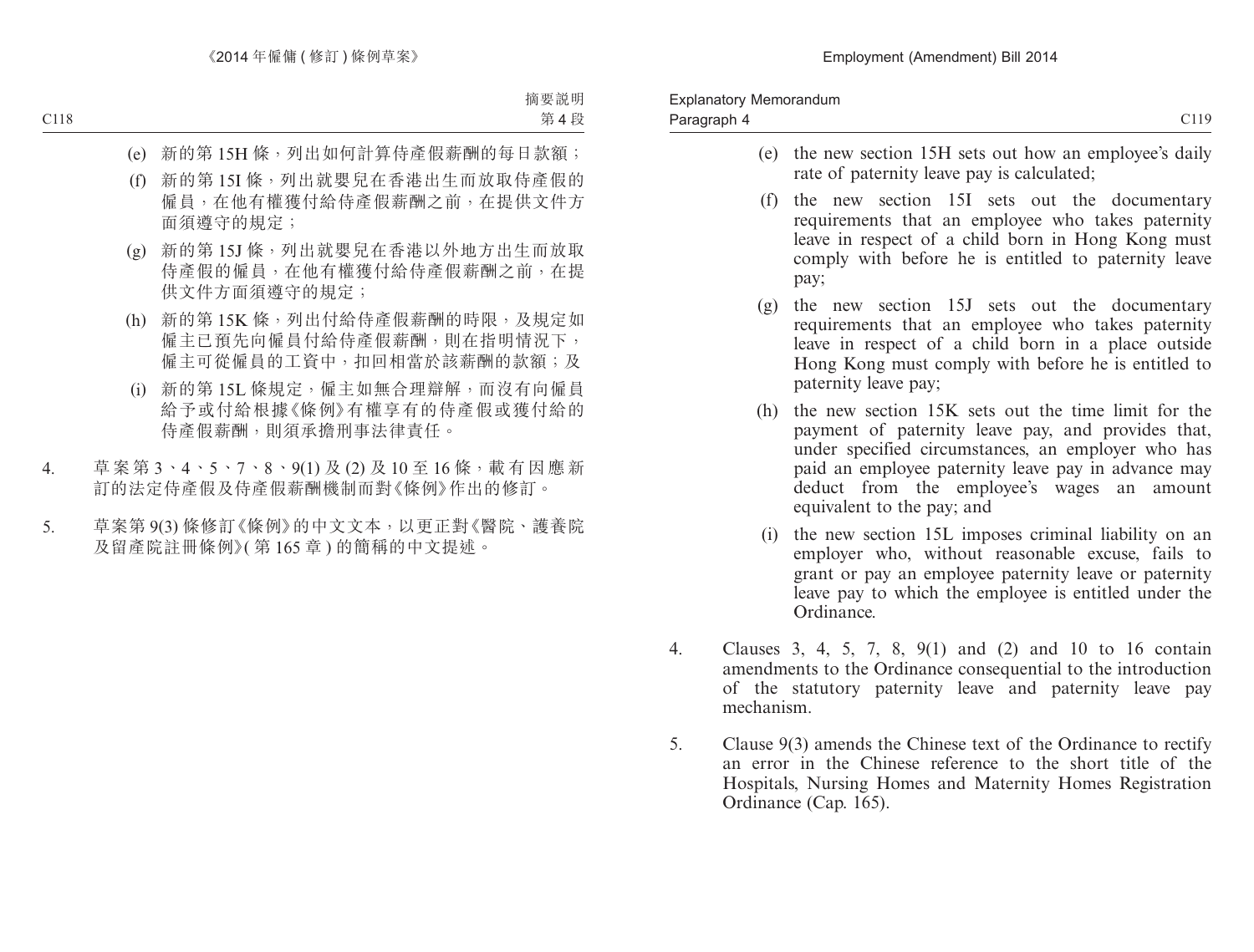(e) 新的第 15H 條，列出如何計算侍產假薪酬的每日款額；

(f) 新的第 15I 條，列出就嬰兒在香港出生而放取侍產假的僱員，在他有權獲付給侍產假薪酬之前，在提供文件方面須遵守的規定；

(g) 新的第 15J 條，列出就嬰兒在香港以外地方出生而放取侍產假的僱員，在他有權獲付給侍產假薪酬之前，在提供文件方面須遵守的規定；

(h) 新的第 15K 條，列出付給侍產假薪酬的時限，及規定如僱主已預先向僱員付給侍產假薪酬，則在指明情況下，僱主可從僱員的工資中，扣回相當於該薪酬的款額；及

(i) 新的第 15L 條規定，僱主如無合理辯解，而沒有向僱員給予或付給根據《條例》有權享有的侍產假或獲付給的侍產假薪酬，則須承擔刑事法律責任。

4. 草案第 3、4、5、7、8、9(1) 及 (2) 及 10 至 16 條，載有因應新訂的法定侍產假及侍產假薪酬機制而對《條例》作出的修訂。

5. 草案第 9(3) 條修訂《條例》的中文文本，以更正對《醫院、護養院及留產院註冊條例》(第 165 章 ) 的簡稱的中文提述。

(e) the new section 15H sets out how an employee's daily rate of paternity leave pay is calculated;

(f) the new section 15I sets out the documentary requirements that an employee who takes paternity leave in respect of a child born in Hong Kong must comply with before he is entitled to paternity leave pay;

(g) the new section 15J sets out the documentary requirements that an employee who takes paternity leave in respect of a child born in a place outside Hong Kong must comply with before he is entitled to paternity leave pay;

(h) the new section 15K sets out the time limit for the payment of paternity leave pay, and provides that, under specified circumstances, an employer who has paid an employee paternity leave pay in advance may deduct from the employee's wages an amount equivalent to the pay; and

(i) the new section 15L imposes criminal liability on an employer who, without reasonable excuse, fails to grant or pay an employee paternity leave or paternity leave pay to which the employee is entitled under the Ordinance.

4. Clauses 3, 4, 5, 7, 8, 9(1) and (2) and 10 to 16 contain amendments to the Ordinance consequential to the introduction of the statutory paternity leave and paternity leave pay mechanism.

5. Clause 9(3) amends the Chinese text of the Ordinance to rectify an error in the Chinese reference to the short title of the Hospitals, Nursing Homes and Maternity Homes Registration Ordinance (Cap. 165).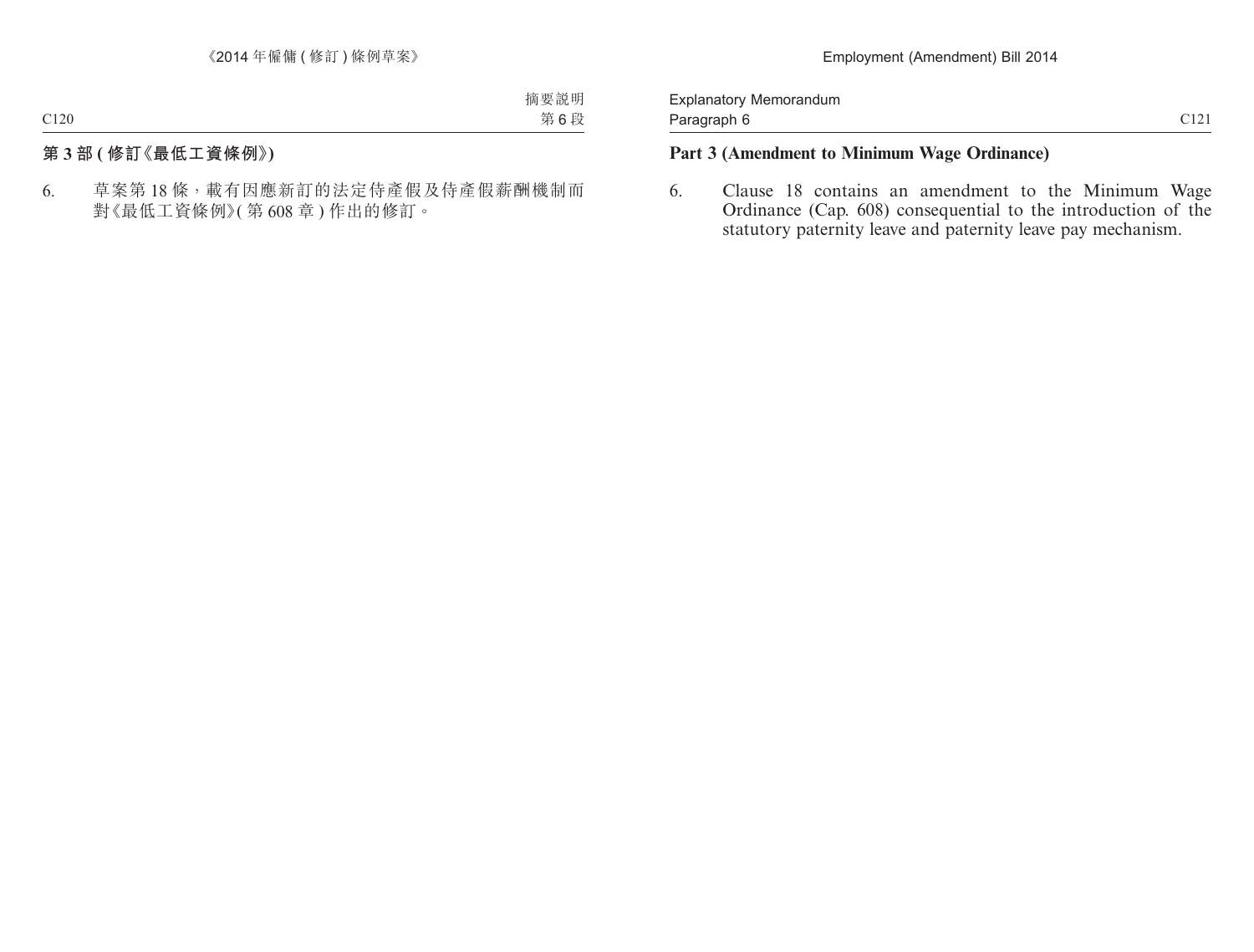## 第 3 部 (修訂《最低工資條例》)

6. 草案第 18 條，載有因應新訂的法定侍產假及侍產假薪酬機制而對《最低工資條例》(第 608 章) 作出的修訂。

## Part 3 (Amendment to Minimum Wage Ordinance)

6. Clause 18 contains an amendment to the Minimum Wage Ordinance (Cap. 608) consequential to the introduction of the statutory paternity leave and paternity leave pay mechanism.